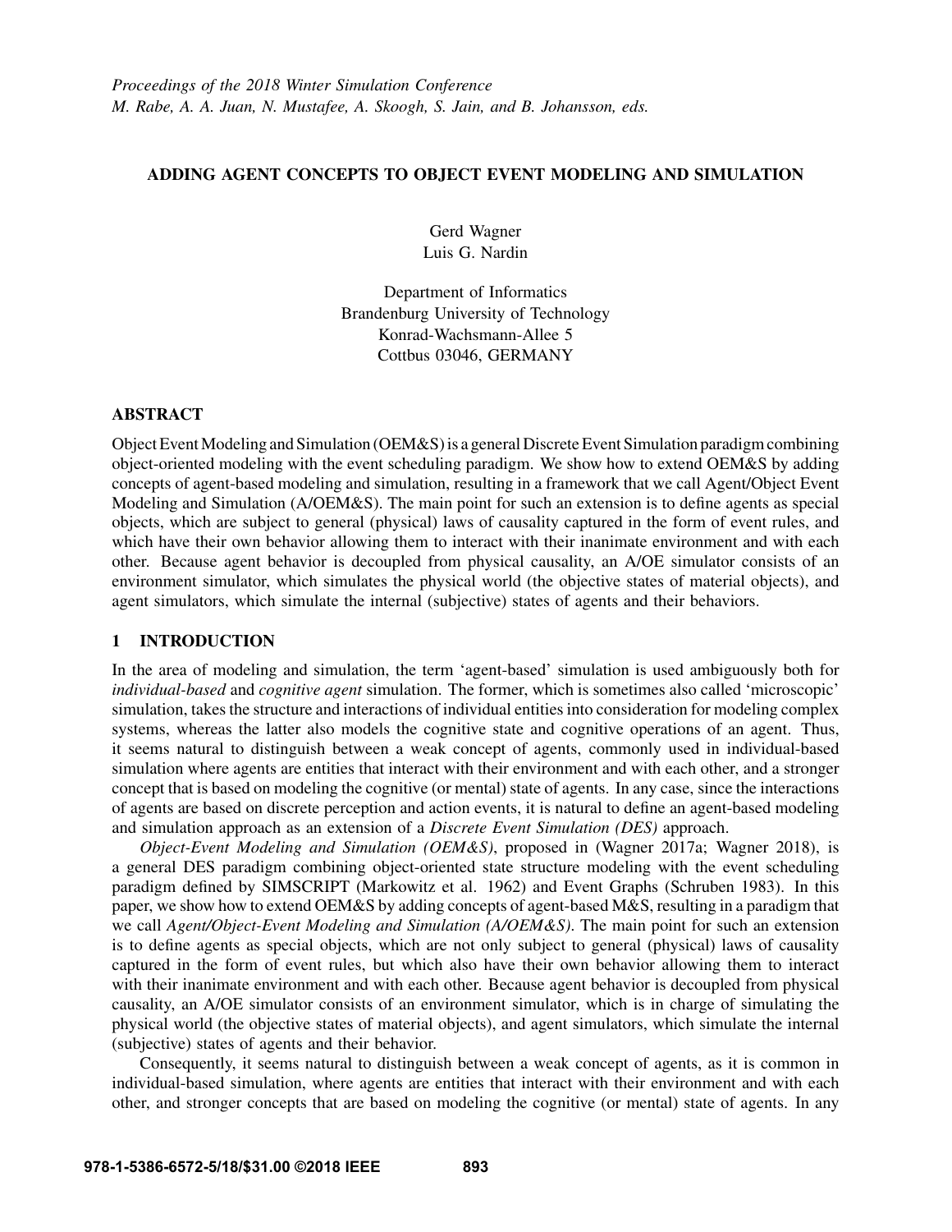Proceedings of the 2018 Winter Simulation Conference
M. Rabe, A. A. Juan, N. Mustafee, A. Skoogh, S. Jain, and B. Johansson, eds.

# ADDING AGENT CONCEPTS TO OBJECT EVENT MODELING AND SIMULATION

Gerd Wagner
Luis G. Nardin

Department of Informatics
Brandenburg University of Technology
Konrad-Wachsmann-Allee 5
Cottbus 03046, GERMANY

## ABSTRACT

Object Event Modeling and Simulation (OEM&S) is a general Discrete Event Simulation paradigm combining object-oriented modeling with the event scheduling paradigm. We show how to extend OEM&S by adding concepts of agent-based modeling and simulation, resulting in a framework that we call Agent/Object Event Modeling and Simulation (A/OEM&S). The main point for such an extension is to define agents as special objects, which are subject to general (physical) laws of causality captured in the form of event rules, and which have their own behavior allowing them to interact with their inanimate environment and with each other. Because agent behavior is decoupled from physical causality, an A/OE simulator consists of an environment simulator, which simulates the physical world (the objective states of material objects), and agent simulators, which simulate the internal (subjective) states of agents and their behaviors.

## 1 INTRODUCTION

In the area of modeling and simulation, the term 'agent-based' simulation is used ambiguously both for *individual-based* and *cognitive agent* simulation. The former, which is sometimes also called 'microscopic' simulation, takes the structure and interactions of individual entities into consideration for modeling complex systems, whereas the latter also models the cognitive state and cognitive operations of an agent. Thus, it seems natural to distinguish between a weak concept of agents, commonly used in individual-based simulation where agents are entities that interact with their environment and with each other, and a stronger concept that is based on modeling the cognitive (or mental) state of agents. In any case, since the interactions of agents are based on discrete perception and action events, it is natural to define an agent-based modeling and simulation approach as an extension of a *Discrete Event Simulation (DES)* approach.

*Object-Event Modeling and Simulation (OEM&S)*, proposed in (Wagner 2017a; Wagner 2018), is a general DES paradigm combining object-oriented state structure modeling with the event scheduling paradigm defined by SIMSCRIPT (Markowitz et al. 1962) and Event Graphs (Schruben 1983). In this paper, we show how to extend OEM&S by adding concepts of agent-based M&S, resulting in a paradigm that we call *Agent/Object-Event Modeling and Simulation (A/OEM&S)*. The main point for such an extension is to define agents as special objects, which are not only subject to general (physical) laws of causality captured in the form of event rules, but which also have their own behavior allowing them to interact with their inanimate environment and with each other. Because agent behavior is decoupled from physical causality, an A/OE simulator consists of an environment simulator, which is in charge of simulating the physical world (the objective states of material objects), and agent simulators, which simulate the internal (subjective) states of agents and their behavior.

Consequently, it seems natural to distinguish between a weak concept of agents, as it is common in individual-based simulation, where agents are entities that interact with their environment and with each other, and stronger concepts that are based on modeling the cognitive (or mental) state of agents. In any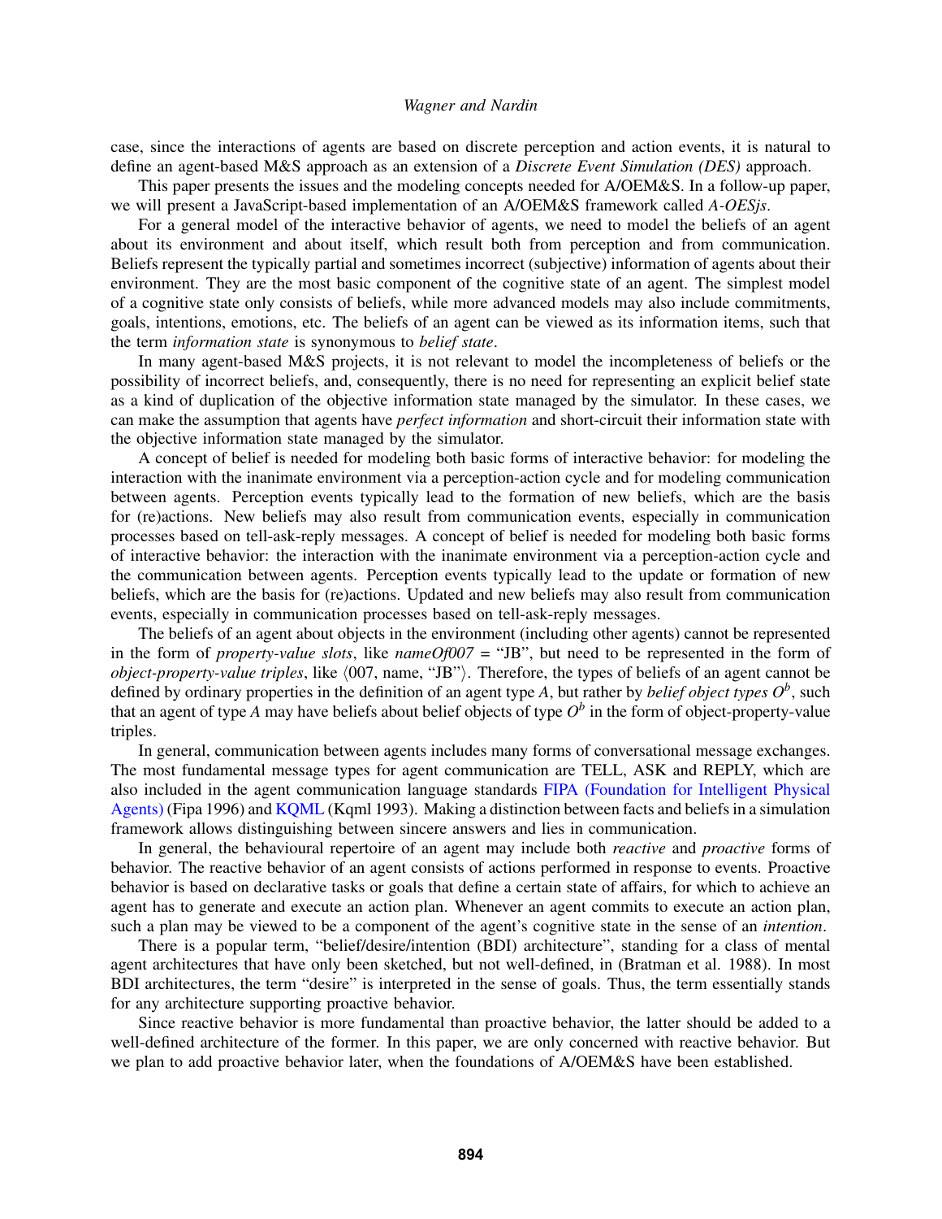case, since the interactions of agents are based on discrete perception and action events, it is natural to define an agent-based M&S approach as an extension of a *Discrete Event Simulation (DES)* approach.

This paper presents the issues and the modeling concepts needed for A/OEM&S. In a follow-up paper, we will present a JavaScript-based implementation of an A/OEM&S framework called *A-OESjs*.

For a general model of the interactive behavior of agents, we need to model the beliefs of an agent about its environment and about itself, which result both from perception and from communication. Beliefs represent the typically partial and sometimes incorrect (subjective) information of agents about their environment. They are the most basic component of the cognitive state of an agent. The simplest model of a cognitive state only consists of beliefs, while more advanced models may also include commitments, goals, intentions, emotions, etc. The beliefs of an agent can be viewed as its information items, such that the term *information state* is synonymous to *belief state*.

In many agent-based M&S projects, it is not relevant to model the incompleteness of beliefs or the possibility of incorrect beliefs, and, consequently, there is no need for representing an explicit belief state as a kind of duplication of the objective information state managed by the simulator. In these cases, we can make the assumption that agents have *perfect information* and short-circuit their information state with the objective information state managed by the simulator.

A concept of belief is needed for modeling both basic forms of interactive behavior: for modeling the interaction with the inanimate environment via a perception-action cycle and for modeling communication between agents. Perception events typically lead to the formation of new beliefs, which are the basis for (re)actions. New beliefs may also result from communication events, especially in communication processes based on tell-ask-reply messages. A concept of belief is needed for modeling both basic forms of interactive behavior: the interaction with the inanimate environment via a perception-action cycle and the communication between agents. Perception events typically lead to the update or formation of new beliefs, which are the basis for (re)actions. Updated and new beliefs may also result from communication events, especially in communication processes based on tell-ask-reply messages.

The beliefs of an agent about objects in the environment (including other agents) cannot be represented in the form of *property-value slots*, like *nameOf007* = "JB", but need to be represented in the form of *object-property-value triples*, like ⟨007, name, "JB"⟩. Therefore, the types of beliefs of an agent cannot be defined by ordinary properties in the definition of an agent type $A$, but rather by *belief object types* $O^b$, such that an agent of type $A$ may have beliefs about belief objects of type $O^b$ in the form of object-property-value triples.

In general, communication between agents includes many forms of conversational message exchanges. The most fundamental message types for agent communication are TELL, ASK and REPLY, which are also included in the agent communication language standards FIPA (Foundation for Intelligent Physical Agents) (Fipa 1996) and KQML (Kqml 1993). Making a distinction between facts and beliefs in a simulation framework allows distinguishing between sincere answers and lies in communication.

In general, the behavioural repertoire of an agent may include both *reactive* and *proactive* forms of behavior. The reactive behavior of an agent consists of actions performed in response to events. Proactive behavior is based on declarative tasks or goals that define a certain state of affairs, for which to achieve an agent has to generate and execute an action plan. Whenever an agent commits to execute an action plan, such a plan may be viewed to be a component of the agent's cognitive state in the sense of an *intention*.

There is a popular term, "belief/desire/intention (BDI) architecture", standing for a class of mental agent architectures that have only been sketched, but not well-defined, in (Bratman et al. 1988). In most BDI architectures, the term "desire" is interpreted in the sense of goals. Thus, the term essentially stands for any architecture supporting proactive behavior.

Since reactive behavior is more fundamental than proactive behavior, the latter should be added to a well-defined architecture of the former. In this paper, we are only concerned with reactive behavior. But we plan to add proactive behavior later, when the foundations of A/OEM&S have been established.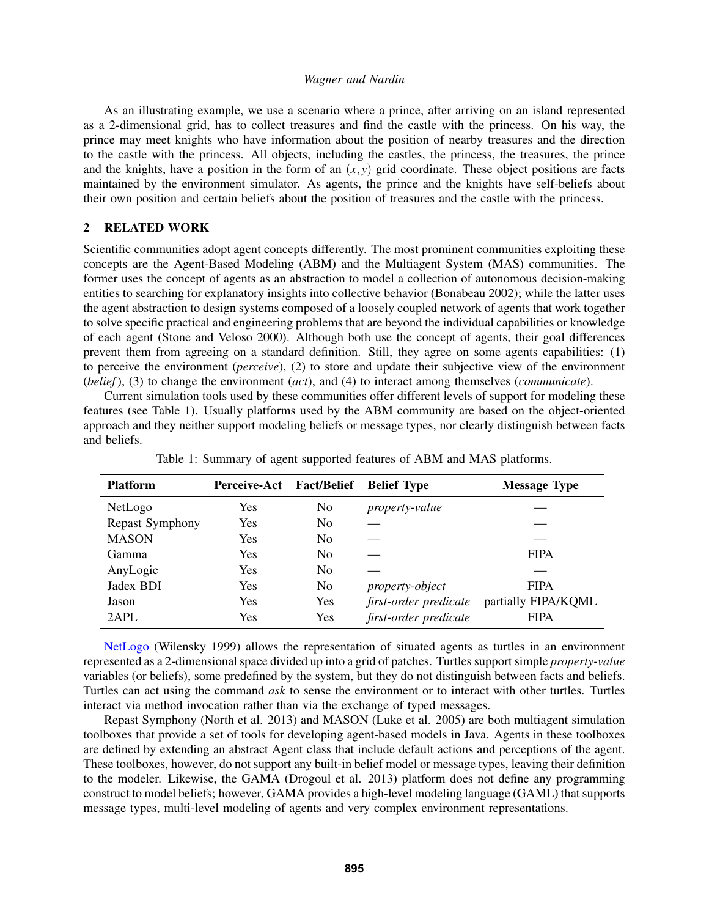As an illustrating example, we use a scenario where a prince, after arriving on an island represented as a 2-dimensional grid, has to collect treasures and find the castle with the princess. On his way, the prince may meet knights who have information about the position of nearby treasures and the direction to the castle with the princess. All objects, including the castles, the princess, the treasures, the prince and the knights, have a position in the form of an $(x, y)$ grid coordinate. These object positions are facts maintained by the environment simulator. As agents, the prince and the knights have self-beliefs about their own position and certain beliefs about the position of treasures and the castle with the princess.

## 2 RELATED WORK

Scientific communities adopt agent concepts differently. The most prominent communities exploiting these concepts are the Agent-Based Modeling (ABM) and the Multiagent System (MAS) communities. The former uses the concept of agents as an abstraction to model a collection of autonomous decision-making entities to searching for explanatory insights into collective behavior (Bonabeau 2002); while the latter uses the agent abstraction to design systems composed of a loosely coupled network of agents that work together to solve specific practical and engineering problems that are beyond the individual capabilities or knowledge of each agent (Stone and Veloso 2000). Although both use the concept of agents, their goal differences prevent them from agreeing on a standard definition. Still, they agree on some agents capabilities: (1) to perceive the environment (*perceive*), (2) to store and update their subjective view of the environment (*belief*), (3) to change the environment (*act*), and (4) to interact among themselves (*communicate*).

Current simulation tools used by these communities offer different levels of support for modeling these features (see Table 1). Usually platforms used by the ABM community are based on the object-oriented approach and they neither support modeling beliefs or message types, nor clearly distinguish between facts and beliefs.

Table 1: Summary of agent supported features of ABM and MAS platforms.

| Platform | Perceive-Act | Fact/Belief | Belief Type | Message Type |
|---|---|---|---|---|
| NetLogo | Yes | No | *property-value* | — |
| Repast Symphony | Yes | No | — | — |
| MASON | Yes | No | — | — |
| Gamma | Yes | No | — | FIPA |
| AnyLogic | Yes | No | — | — |
| Jadex BDI | Yes | No | *property-object* | FIPA |
| Jason | Yes | Yes | *first-order predicate* | partially FIPA/KQML |
| 2APL | Yes | Yes | *first-order predicate* | FIPA |

NetLogo (Wilensky 1999) allows the representation of situated agents as turtles in an environment represented as a 2-dimensional space divided up into a grid of patches. Turtles support simple *property-value* variables (or beliefs), some predefined by the system, but they do not distinguish between facts and beliefs. Turtles can act using the command *ask* to sense the environment or to interact with other turtles. Turtles interact via method invocation rather than via the exchange of typed messages.

Repast Symphony (North et al. 2013) and MASON (Luke et al. 2005) are both multiagent simulation toolboxes that provide a set of tools for developing agent-based models in Java. Agents in these toolboxes are defined by extending an abstract Agent class that include default actions and perceptions of the agent. These toolboxes, however, do not support any built-in belief model or message types, leaving their definition to the modeler. Likewise, the GAMA (Drogoul et al. 2013) platform does not define any programming construct to model beliefs; however, GAMA provides a high-level modeling language (GAML) that supports message types, multi-level modeling of agents and very complex environment representations.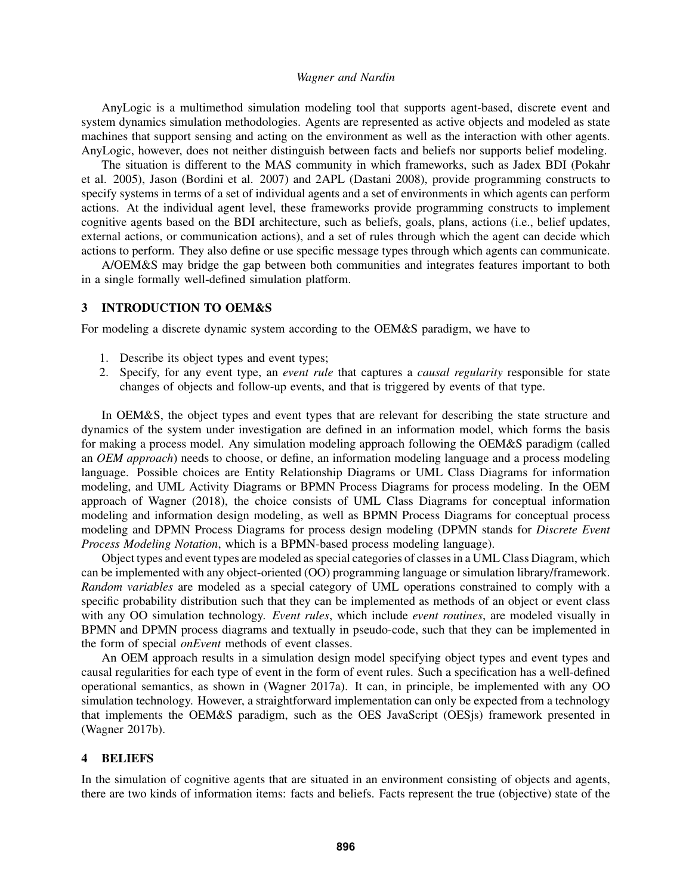AnyLogic is a multimethod simulation modeling tool that supports agent-based, discrete event and system dynamics simulation methodologies. Agents are represented as active objects and modeled as state machines that support sensing and acting on the environment as well as the interaction with other agents. AnyLogic, however, does not neither distinguish between facts and beliefs nor supports belief modeling.

The situation is different to the MAS community in which frameworks, such as Jadex BDI (Pokahr et al. 2005), Jason (Bordini et al. 2007) and 2APL (Dastani 2008), provide programming constructs to specify systems in terms of a set of individual agents and a set of environments in which agents can perform actions. At the individual agent level, these frameworks provide programming constructs to implement cognitive agents based on the BDI architecture, such as beliefs, goals, plans, actions (i.e., belief updates, external actions, or communication actions), and a set of rules through which the agent can decide which actions to perform. They also define or use specific message types through which agents can communicate.

A/OEM&S may bridge the gap between both communities and integrates features important to both in a single formally well-defined simulation platform.

## 3 INTRODUCTION TO OEM&S

For modeling a discrete dynamic system according to the OEM&S paradigm, we have to

1. Describe its object types and event types;
2. Specify, for any event type, an *event rule* that captures a *causal regularity* responsible for state changes of objects and follow-up events, and that is triggered by events of that type.

In OEM&S, the object types and event types that are relevant for describing the state structure and dynamics of the system under investigation are defined in an information model, which forms the basis for making a process model. Any simulation modeling approach following the OEM&S paradigm (called an *OEM approach*) needs to choose, or define, an information modeling language and a process modeling language. Possible choices are Entity Relationship Diagrams or UML Class Diagrams for information modeling, and UML Activity Diagrams or BPMN Process Diagrams for process modeling. In the OEM approach of Wagner (2018), the choice consists of UML Class Diagrams for conceptual information modeling and information design modeling, as well as BPMN Process Diagrams for conceptual process modeling and DPMN Process Diagrams for process design modeling (DPMN stands for *Discrete Event Process Modeling Notation*, which is a BPMN-based process modeling language).

Object types and event types are modeled as special categories of classes in a UML Class Diagram, which can be implemented with any object-oriented (OO) programming language or simulation library/framework. *Random variables* are modeled as a special category of UML operations constrained to comply with a specific probability distribution such that they can be implemented as methods of an object or event class with any OO simulation technology. *Event rules*, which include *event routines*, are modeled visually in BPMN and DPMN process diagrams and textually in pseudo-code, such that they can be implemented in the form of special *onEvent* methods of event classes.

An OEM approach results in a simulation design model specifying object types and event types and causal regularities for each type of event in the form of event rules. Such a specification has a well-defined operational semantics, as shown in (Wagner 2017a). It can, in principle, be implemented with any OO simulation technology. However, a straightforward implementation can only be expected from a technology that implements the OEM&S paradigm, such as the OES JavaScript (OESjs) framework presented in (Wagner 2017b).

## 4 BELIEFS

In the simulation of cognitive agents that are situated in an environment consisting of objects and agents, there are two kinds of information items: facts and beliefs. Facts represent the true (objective) state of the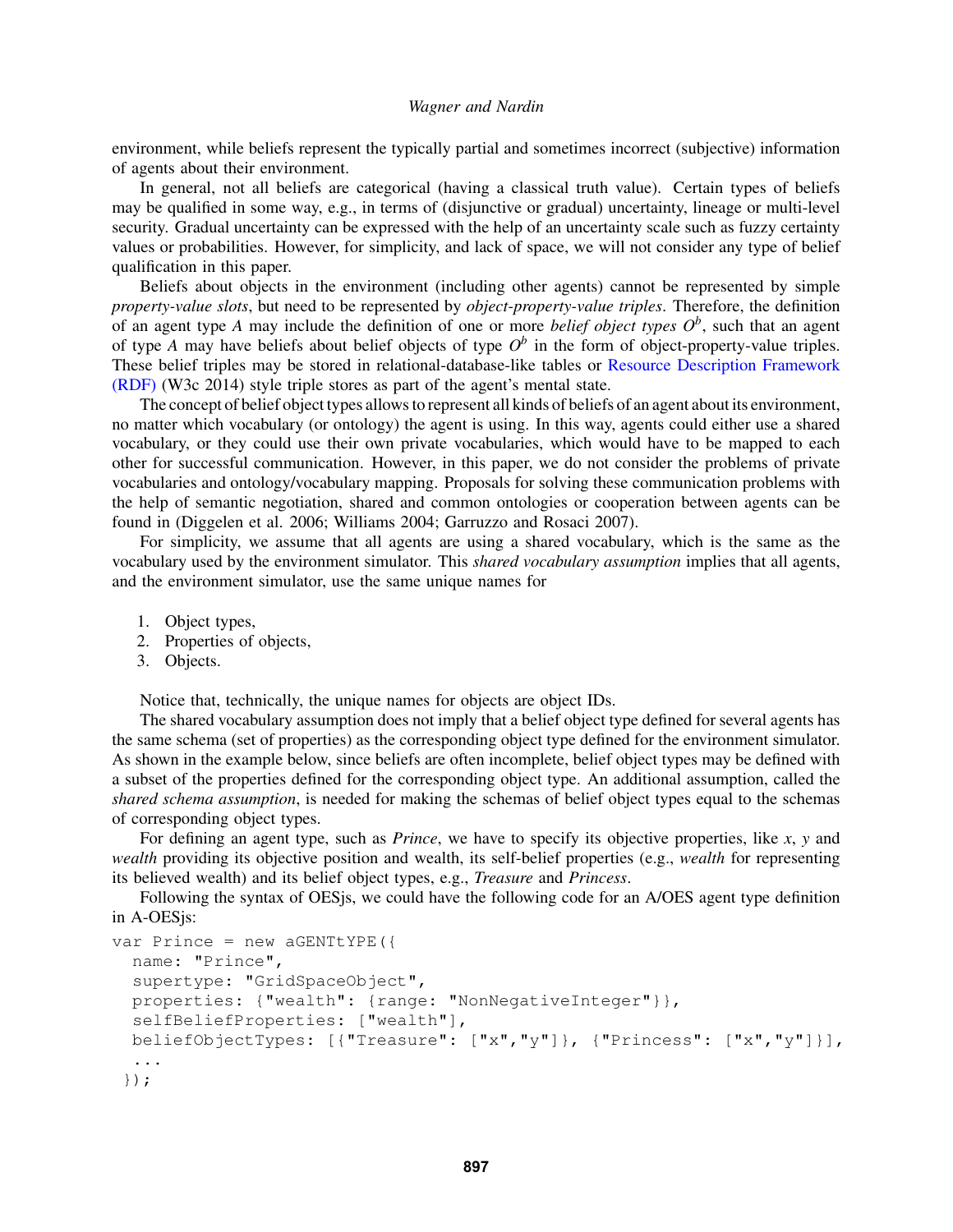environment, while beliefs represent the typically partial and sometimes incorrect (subjective) information of agents about their environment.

In general, not all beliefs are categorical (having a classical truth value). Certain types of beliefs may be qualified in some way, e.g., in terms of (disjunctive or gradual) uncertainty, lineage or multi-level security. Gradual uncertainty can be expressed with the help of an uncertainty scale such as fuzzy certainty values or probabilities. However, for simplicity, and lack of space, we will not consider any type of belief qualification in this paper.

Beliefs about objects in the environment (including other agents) cannot be represented by simple *property-value slots*, but need to be represented by *object-property-value triples*. Therefore, the definition of an agent type *A* may include the definition of one or more *belief object types* $O^b$, such that an agent of type *A* may have beliefs about belief objects of type $O^b$ in the form of object-property-value triples. These belief triples may be stored in relational-database-like tables or Resource Description Framework (RDF) (W3c 2014) style triple stores as part of the agent's mental state.

The concept of belief object types allows to represent all kinds of beliefs of an agent about its environment, no matter which vocabulary (or ontology) the agent is using. In this way, agents could either use a shared vocabulary, or they could use their own private vocabularies, which would have to be mapped to each other for successful communication. However, in this paper, we do not consider the problems of private vocabularies and ontology/vocabulary mapping. Proposals for solving these communication problems with the help of semantic negotiation, shared and common ontologies or cooperation between agents can be found in (Diggelen et al. 2006; Williams 2004; Garruzzo and Rosaci 2007).

For simplicity, we assume that all agents are using a shared vocabulary, which is the same as the vocabulary used by the environment simulator. This *shared vocabulary assumption* implies that all agents, and the environment simulator, use the same unique names for

1. Object types,
2. Properties of objects,
3. Objects.

Notice that, technically, the unique names for objects are object IDs.

The shared vocabulary assumption does not imply that a belief object type defined for several agents has the same schema (set of properties) as the corresponding object type defined for the environment simulator. As shown in the example below, since beliefs are often incomplete, belief object types may be defined with a subset of the properties defined for the corresponding object type. An additional assumption, called the *shared schema assumption*, is needed for making the schemas of belief object types equal to the schemas of corresponding object types.

For defining an agent type, such as *Prince*, we have to specify its objective properties, like *x*, *y* and *wealth* providing its objective position and wealth, its self-belief properties (e.g., *wealth* for representing its believed wealth) and its belief object types, e.g., *Treasure* and *Princess*.

Following the syntax of OESjs, we could have the following code for an A/OES agent type definition in A-OESjs:

```
var Prince = new aGENTtYPE({
  name: "Prince",
  supertype: "GridSpaceObject",
  properties: {"wealth": {range: "NonNegativeInteger"}},
  selfBeliefProperties: ["wealth"],
  beliefObjectTypes: [{"Treasure": ["x","y"]}, {"Princess": ["x","y"]}],
  ...
 });
```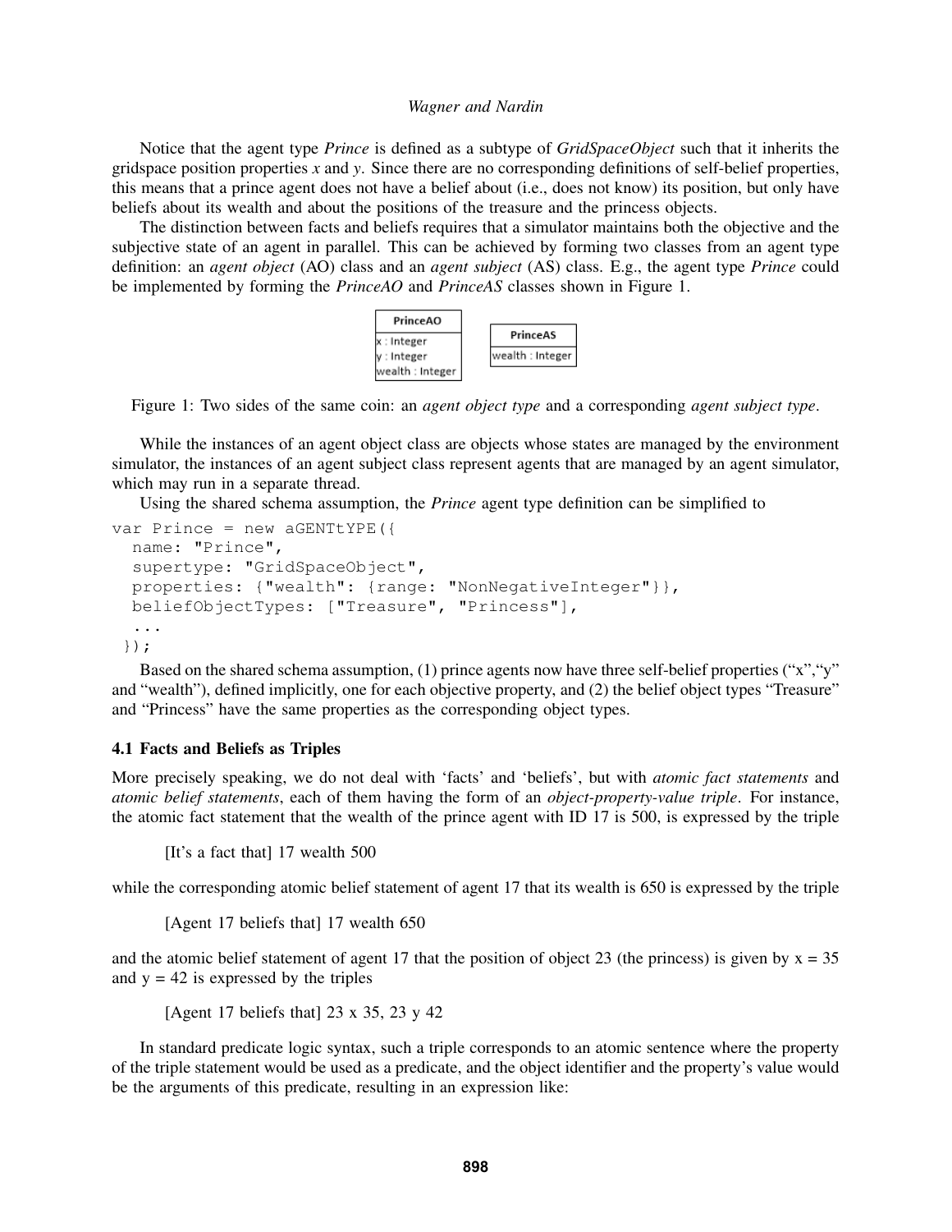Notice that the agent type *Prince* is defined as a subtype of *GridSpaceObject* such that it inherits the gridspace position properties *x* and *y*. Since there are no corresponding definitions of self-belief properties, this means that a prince agent does not have a belief about (i.e., does not know) its position, but only have beliefs about its wealth and about the positions of the treasure and the princess objects.

The distinction between facts and beliefs requires that a simulator maintains both the objective and the subjective state of an agent in parallel. This can be achieved by forming two classes from an agent type definition: an *agent object* (AO) class and an *agent subject* (AS) class. E.g., the agent type *Prince* could be implemented by forming the *PrinceAO* and *PrinceAS* classes shown in Figure 1.

| PrinceAO |
| --- |
| x : Integer |
| y : Integer |
| wealth : Integer |

| PrinceAS |
| --- |
| wealth : Integer |

Figure 1: Two sides of the same coin: an *agent object type* and a corresponding *agent subject type*.

While the instances of an agent object class are objects whose states are managed by the environment simulator, the instances of an agent subject class represent agents that are managed by an agent simulator, which may run in a separate thread.

Using the shared schema assumption, the *Prince* agent type definition can be simplified to

```
var Prince = new aGENTtYPE({
  name: "Prince",
  supertype: "GridSpaceObject",
  properties: {"wealth": {range: "NonNegativeInteger"}},
  beliefObjectTypes: ["Treasure", "Princess"],
  ...
 });
```

Based on the shared schema assumption, (1) prince agents now have three self-belief properties ("x","y" and "wealth"), defined implicitly, one for each objective property, and (2) the belief object types "Treasure" and "Princess" have the same properties as the corresponding object types.

### 4.1 Facts and Beliefs as Triples

More precisely speaking, we do not deal with 'facts' and 'beliefs', but with *atomic fact statements* and *atomic belief statements*, each of them having the form of an *object-property-value triple*. For instance, the atomic fact statement that the wealth of the prince agent with ID 17 is 500, is expressed by the triple

[It's a fact that] 17 wealth 500

while the corresponding atomic belief statement of agent 17 that its wealth is 650 is expressed by the triple

[Agent 17 beliefs that] 17 wealth 650

and the atomic belief statement of agent 17 that the position of object 23 (the princess) is given by x = 35 and y = 42 is expressed by the triples

[Agent 17 beliefs that] 23 x 35, 23 y 42

In standard predicate logic syntax, such a triple corresponds to an atomic sentence where the property of the triple statement would be used as a predicate, and the object identifier and the property's value would be the arguments of this predicate, resulting in an expression like: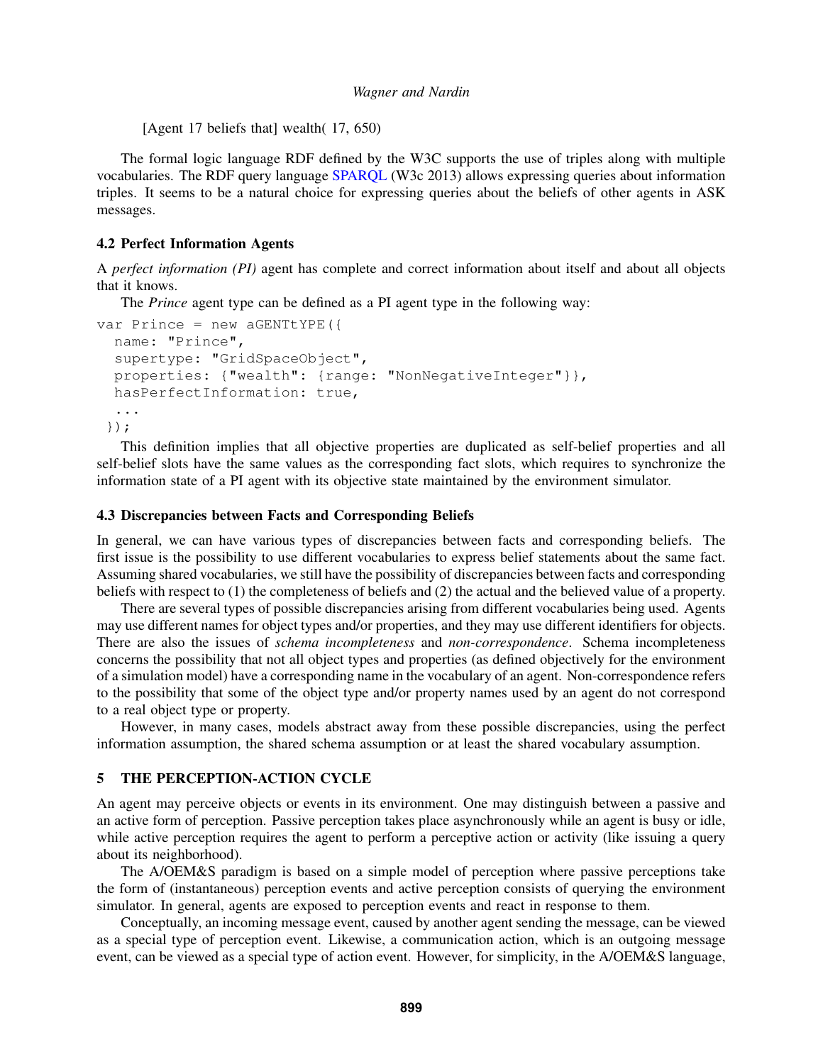[Agent 17 beliefs that] wealth( 17, 650)

The formal logic language RDF defined by the W3C supports the use of triples along with multiple vocabularies. The RDF query language SPARQL (W3c 2013) allows expressing queries about information triples. It seems to be a natural choice for expressing queries about the beliefs of other agents in ASK messages.

### 4.2 Perfect Information Agents

A *perfect information (PI)* agent has complete and correct information about itself and about all objects that it knows.

The *Prince* agent type can be defined as a PI agent type in the following way:

```
var Prince = new aGENTtYPE({
  name: "Prince",
  supertype: "GridSpaceObject",
  properties: {"wealth": {range: "NonNegativeInteger"}},
  hasPerfectInformation: true,
  ...
 });
```

This definition implies that all objective properties are duplicated as self-belief properties and all self-belief slots have the same values as the corresponding fact slots, which requires to synchronize the information state of a PI agent with its objective state maintained by the environment simulator.

### 4.3 Discrepancies between Facts and Corresponding Beliefs

In general, we can have various types of discrepancies between facts and corresponding beliefs. The first issue is the possibility to use different vocabularies to express belief statements about the same fact. Assuming shared vocabularies, we still have the possibility of discrepancies between facts and corresponding beliefs with respect to (1) the completeness of beliefs and (2) the actual and the believed value of a property.

There are several types of possible discrepancies arising from different vocabularies being used. Agents may use different names for object types and/or properties, and they may use different identifiers for objects. There are also the issues of *schema incompleteness* and *non-correspondence*. Schema incompleteness concerns the possibility that not all object types and properties (as defined objectively for the environment of a simulation model) have a corresponding name in the vocabulary of an agent. Non-correspondence refers to the possibility that some of the object type and/or property names used by an agent do not correspond to a real object type or property.

However, in many cases, models abstract away from these possible discrepancies, using the perfect information assumption, the shared schema assumption or at least the shared vocabulary assumption.

## 5 THE PERCEPTION-ACTION CYCLE

An agent may perceive objects or events in its environment. One may distinguish between a passive and an active form of perception. Passive perception takes place asynchronously while an agent is busy or idle, while active perception requires the agent to perform a perceptive action or activity (like issuing a query about its neighborhood).

The A/OEM&S paradigm is based on a simple model of perception where passive perceptions take the form of (instantaneous) perception events and active perception consists of querying the environment simulator. In general, agents are exposed to perception events and react in response to them.

Conceptually, an incoming message event, caused by another agent sending the message, can be viewed as a special type of perception event. Likewise, a communication action, which is an outgoing message event, can be viewed as a special type of action event. However, for simplicity, in the A/OEM&S language,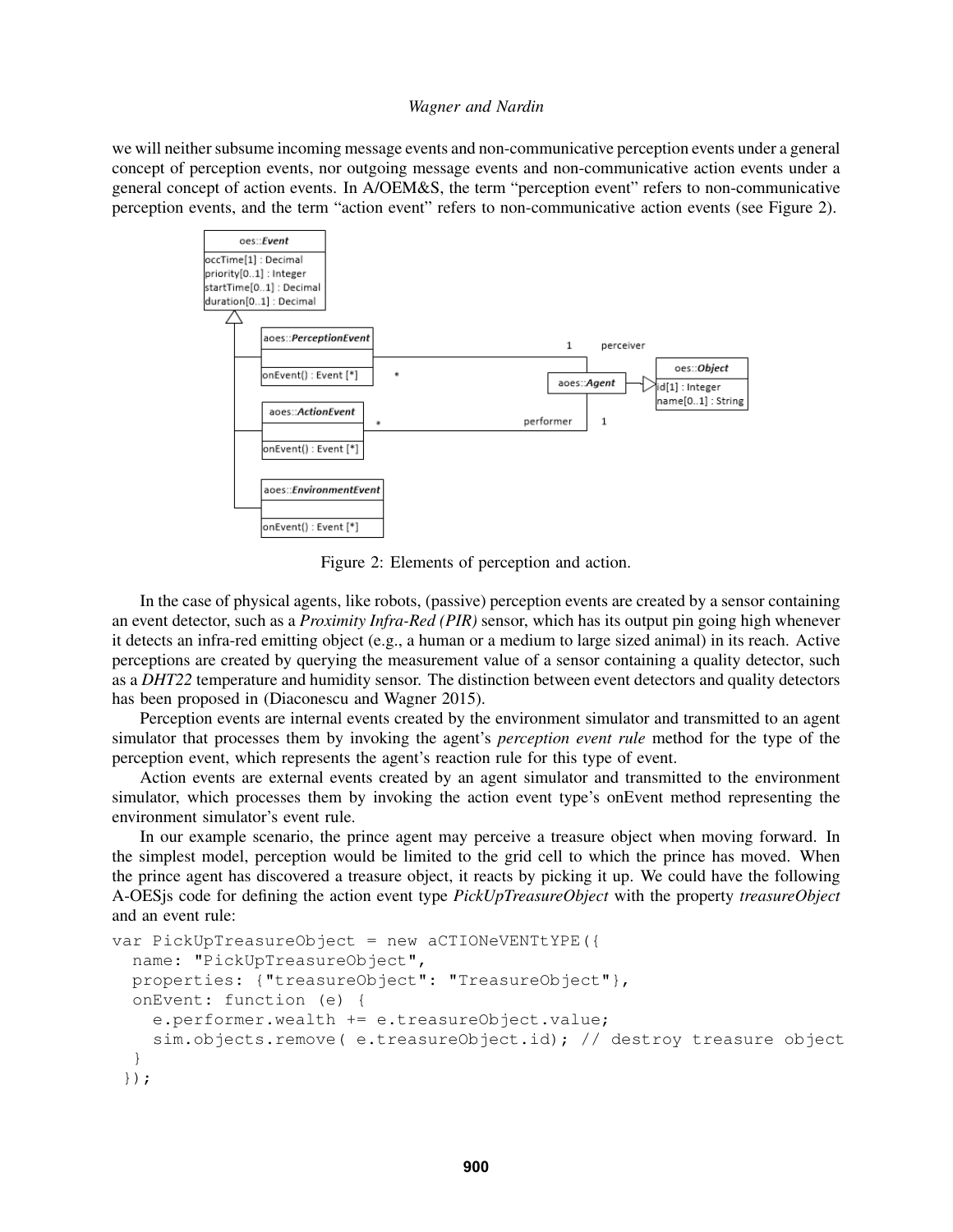we will neither subsume incoming message events and non-communicative perception events under a general concept of perception events, nor outgoing message events and non-communicative action events under a general concept of action events. In A/OEM&S, the term "perception event" refers to non-communicative perception events, and the term "action event" refers to non-communicative action events (see Figure 2).

Figure 2: Elements of perception and action.

In the case of physical agents, like robots, (passive) perception events are created by a sensor containing an event detector, such as a *Proximity Infra-Red (PIR)* sensor, which has its output pin going high whenever it detects an infra-red emitting object (e.g., a human or a medium to large sized animal) in its reach. Active perceptions are created by querying the measurement value of a sensor containing a quality detector, such as a *DHT22* temperature and humidity sensor. The distinction between event detectors and quality detectors has been proposed in (Diaconescu and Wagner 2015).

Perception events are internal events created by the environment simulator and transmitted to an agent simulator that processes them by invoking the agent's *perception event rule* method for the type of the perception event, which represents the agent's reaction rule for this type of event.

Action events are external events created by an agent simulator and transmitted to the environment simulator, which processes them by invoking the action event type's onEvent method representing the environment simulator's event rule.

In our example scenario, the prince agent may perceive a treasure object when moving forward. In the simplest model, perception would be limited to the grid cell to which the prince has moved. When the prince agent has discovered a treasure object, it reacts by picking it up. We could have the following A-OESjs code for defining the action event type *PickUpTreasureObject* with the property *treasureObject* and an event rule:

```
var PickUpTreasureObject = new aCTIONeVENTtYPE({
  name: "PickUpTreasureObject",
  properties: {"treasureObject": "TreasureObject"},
  onEvent: function (e) {
    e.performer.wealth += e.treasureObject.value;
    sim.objects.remove( e.treasureObject.id); // destroy treasure object
  }
 });
```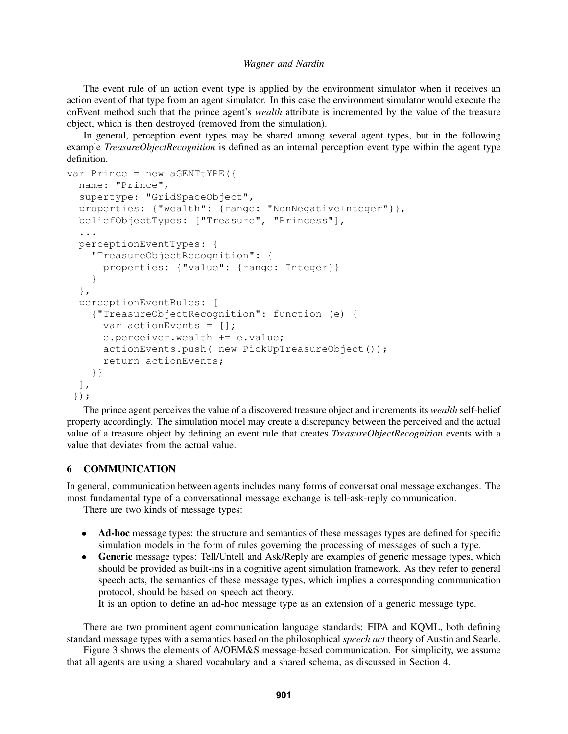The event rule of an action event type is applied by the environment simulator when it receives an action event of that type from an agent simulator. In this case the environment simulator would execute the onEvent method such that the prince agent's *wealth* attribute is incremented by the value of the treasure object, which is then destroyed (removed from the simulation).

In general, perception event types may be shared among several agent types, but in the following example *TreasureObjectRecognition* is defined as an internal perception event type within the agent type definition.

```
var Prince = new aGENTtYPE({
  name: "Prince",
  supertype: "GridSpaceObject",
  properties: {"wealth": {range: "NonNegativeInteger"}},
  beliefObjectTypes: ["Treasure", "Princess"],
  ...
  perceptionEventTypes: {
    "TreasureObjectRecognition": {
      properties: {"value": {range: Integer}}
    }
  },
  perceptionEventRules: [
    {"TreasureObjectRecognition": function (e) {
      var actionEvents = [];
      e.perceiver.wealth += e.value;
      actionEvents.push( new PickUpTreasureObject());
      return actionEvents;
    }}
  ],
});
```

The prince agent perceives the value of a discovered treasure object and increments its *wealth* self-belief property accordingly. The simulation model may create a discrepancy between the perceived and the actual value of a treasure object by defining an event rule that creates *TreasureObjectRecognition* events with a value that deviates from the actual value.

## 6 COMMUNICATION

In general, communication between agents includes many forms of conversational message exchanges. The most fundamental type of a conversational message exchange is tell-ask-reply communication.

There are two kinds of message types:

- **Ad-hoc** message types: the structure and semantics of these messages types are defined for specific simulation models in the form of rules governing the processing of messages of such a type.
- **Generic** message types: Tell/Untell and Ask/Reply are examples of generic message types, which should be provided as built-ins in a cognitive agent simulation framework. As they refer to general speech acts, the semantics of these message types, which implies a corresponding communication protocol, should be based on speech act theory.

  It is an option to define an ad-hoc message type as an extension of a generic message type.

There are two prominent agent communication language standards: FIPA and KQML, both defining standard message types with a semantics based on the philosophical *speech act* theory of Austin and Searle.

Figure 3 shows the elements of A/OEM&S message-based communication. For simplicity, we assume that all agents are using a shared vocabulary and a shared schema, as discussed in Section 4.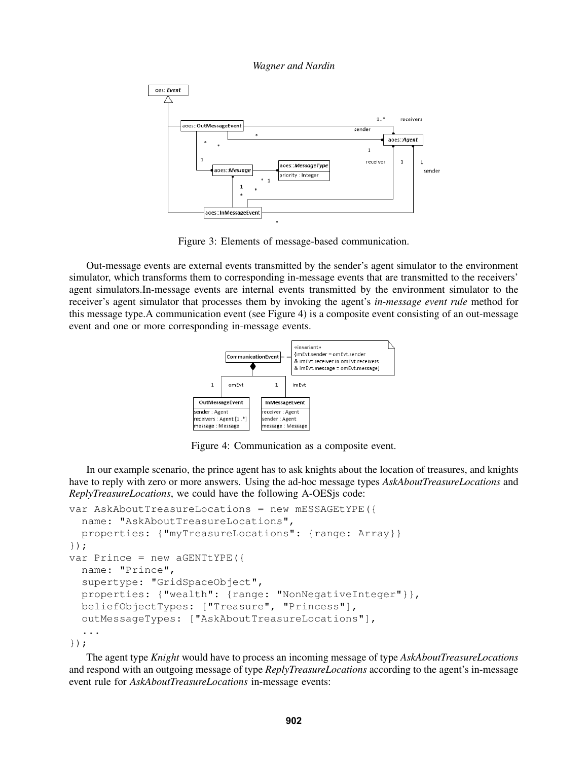Figure 3: Elements of message-based communication.

Out-message events are external events transmitted by the sender's agent simulator to the environment simulator, which transforms them to corresponding in-message events that are transmitted to the receivers' agent simulators.In-message events are internal events transmitted by the environment simulator to the receiver's agent simulator that processes them by invoking the agent's *in-message event rule* method for this message type.A communication event (see Figure 4) is a composite event consisting of an out-message event and one or more corresponding in-message events.

Figure 4: Communication as a composite event.

In our example scenario, the prince agent has to ask knights about the location of treasures, and knights have to reply with zero or more answers. Using the ad-hoc message types *AskAboutTreasureLocations* and *ReplyTreasureLocations*, we could have the following A-OESjs code:

```
var AskAboutTreasureLocations = new mESSAGEtYPE({
  name: "AskAboutTreasureLocations",
  properties: {"myTreasureLocations": {range: Array}}
});
var Prince = new aGENTtYPE({
  name: "Prince",
  supertype: "GridSpaceObject",
  properties: {"wealth": {range: "NonNegativeInteger"}},
  beliefObjectTypes: ["Treasure", "Princess"],
  outMessageTypes: ["AskAboutTreasureLocations"],
  ...
});
```

The agent type *Knight* would have to process an incoming message of type *AskAboutTreasureLocations* and respond with an outgoing message of type *ReplyTreasureLocations* according to the agent's in-message event rule for *AskAboutTreasureLocations* in-message events: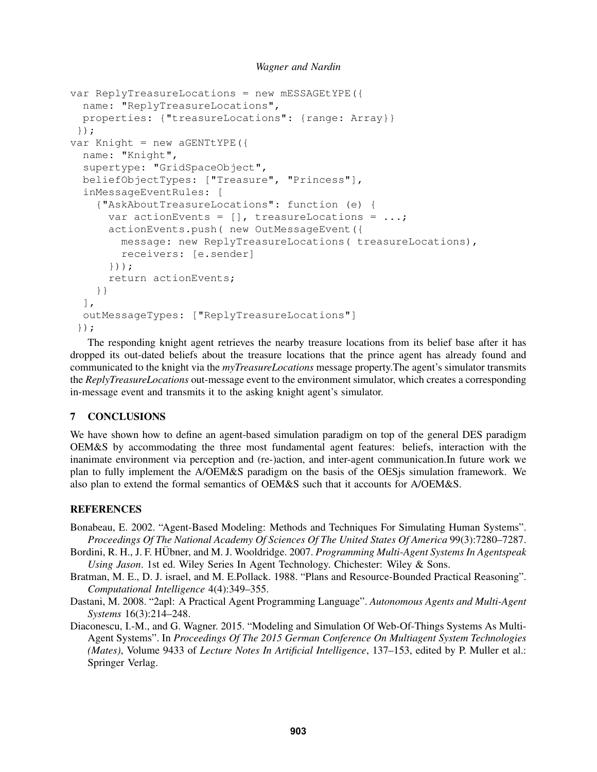```
var ReplyTreasureLocations = new mESSAGEtYPE({
  name: "ReplyTreasureLocations",
  properties: {"treasureLocations": {range: Array}}
 });
var Knight = new aGENTtYPE({
  name: "Knight",
  supertype: "GridSpaceObject",
  beliefObjectTypes: ["Treasure", "Princess"],
  inMessageEventRules: [
    {"AskAboutTreasureLocations": function (e) {
      var actionEvents = [], treasureLocations = ...;
      actionEvents.push( new OutMessageEvent({
        message: new ReplyTreasureLocations( treasureLocations),
        receivers: [e.sender]
      }));
      return actionEvents;
    }}
  ],
  outMessageTypes: ["ReplyTreasureLocations"]
 });
```

The responding knight agent retrieves the nearby treasure locations from its belief base after it has dropped its out-dated beliefs about the treasure locations that the prince agent has already found and communicated to the knight via the *myTreasureLocations* message property.The agent's simulator transmits the *ReplyTreasureLocations* out-message event to the environment simulator, which creates a corresponding in-message event and transmits it to the asking knight agent's simulator.

## 7 CONCLUSIONS

We have shown how to define an agent-based simulation paradigm on top of the general DES paradigm OEM&S by accommodating the three most fundamental agent features: beliefs, interaction with the inanimate environment via perception and (re-)action, and inter-agent communication.In future work we plan to fully implement the A/OEM&S paradigm on the basis of the OESjs simulation framework. We also plan to extend the formal semantics of OEM&S such that it accounts for A/OEM&S.

## REFERENCES

Bonabeau, E. 2002. "Agent-Based Modeling: Methods and Techniques For Simulating Human Systems". *Proceedings Of The National Academy Of Sciences Of The United States Of America* 99(3):7280–7287.

Bordini, R. H., J. F. HÜbner, and M. J. Wooldridge. 2007. *Programming Multi-Agent Systems In Agentspeak Using Jason*. 1st ed. Wiley Series In Agent Technology. Chichester: Wiley & Sons.

Bratman, M. E., D. J. israel, and M. E.Pollack. 1988. "Plans and Resource-Bounded Practical Reasoning". *Computational Intelligence* 4(4):349–355.

Dastani, M. 2008. "2apl: A Practical Agent Programming Language". *Autonomous Agents and Multi-Agent Systems* 16(3):214–248.

Diaconescu, I.-M., and G. Wagner. 2015. "Modeling and Simulation Of Web-Of-Things Systems As Multi-Agent Systems". In *Proceedings Of The 2015 German Conference On Multiagent System Technologies (Mates)*, Volume 9433 of *Lecture Notes In Artificial Intelligence*, 137–153, edited by P. Muller et al.: Springer Verlag.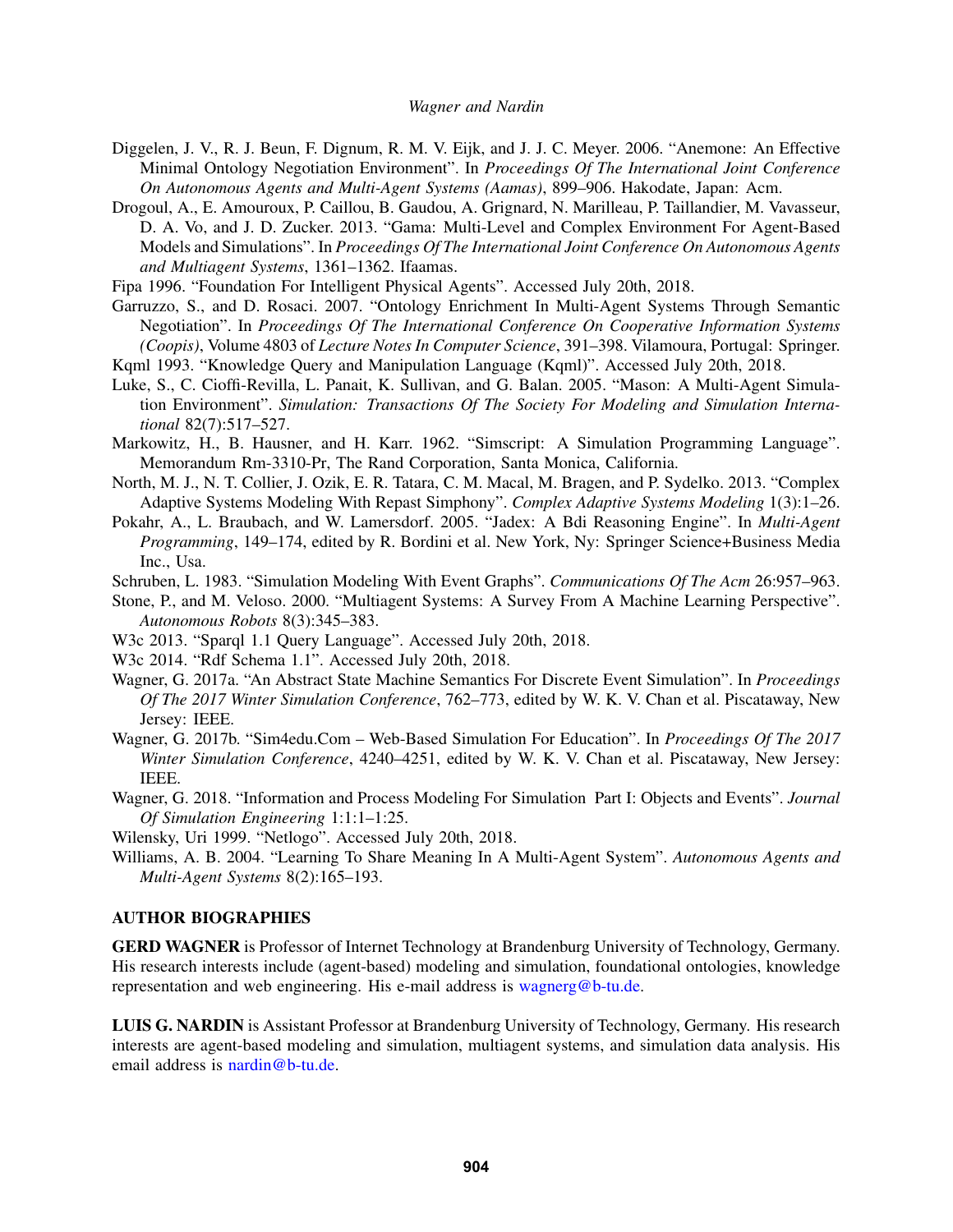Diggelen, J. V., R. J. Beun, F. Dignum, R. M. V. Eijk, and J. J. C. Meyer. 2006. "Anemone: An Effective Minimal Ontology Negotiation Environment". In *Proceedings Of The International Joint Conference On Autonomous Agents and Multi-Agent Systems (Aamas)*, 899–906. Hakodate, Japan: Acm.

Drogoul, A., E. Amouroux, P. Caillou, B. Gaudou, A. Grignard, N. Marilleau, P. Taillandier, M. Vavasseur, D. A. Vo, and J. D. Zucker. 2013. "Gama: Multi-Level and Complex Environment For Agent-Based Models and Simulations". In *Proceedings Of The International Joint Conference On Autonomous Agents and Multiagent Systems*, 1361–1362. Ifaamas.

Fipa 1996. "Foundation For Intelligent Physical Agents". Accessed July 20th, 2018.

Garruzzo, S., and D. Rosaci. 2007. "Ontology Enrichment In Multi-Agent Systems Through Semantic Negotiation". In *Proceedings Of The International Conference On Cooperative Information Systems (Coopis)*, Volume 4803 of *Lecture Notes In Computer Science*, 391–398. Vilamoura, Portugal: Springer.

Kqml 1993. "Knowledge Query and Manipulation Language (Kqml)". Accessed July 20th, 2018.

Luke, S., C. Cioffi-Revilla, L. Panait, K. Sullivan, and G. Balan. 2005. "Mason: A Multi-Agent Simulation Environment". *Simulation: Transactions Of The Society For Modeling and Simulation International* 82(7):517–527.

Markowitz, H., B. Hausner, and H. Karr. 1962. "Simscript: A Simulation Programming Language". Memorandum Rm-3310-Pr, The Rand Corporation, Santa Monica, California.

North, M. J., N. T. Collier, J. Ozik, E. R. Tatara, C. M. Macal, M. Bragen, and P. Sydelko. 2013. "Complex Adaptive Systems Modeling With Repast Simphony". *Complex Adaptive Systems Modeling* 1(3):1–26.

Pokahr, A., L. Braubach, and W. Lamersdorf. 2005. "Jadex: A Bdi Reasoning Engine". In *Multi-Agent Programming*, 149–174, edited by R. Bordini et al. New York, Ny: Springer Science+Business Media Inc., Usa.

Schruben, L. 1983. "Simulation Modeling With Event Graphs". *Communications Of The Acm* 26:957–963.

Stone, P., and M. Veloso. 2000. "Multiagent Systems: A Survey From A Machine Learning Perspective". *Autonomous Robots* 8(3):345–383.

W3c 2013. "Sparql 1.1 Query Language". Accessed July 20th, 2018.

W3c 2014. "Rdf Schema 1.1". Accessed July 20th, 2018.

Wagner, G. 2017a. "An Abstract State Machine Semantics For Discrete Event Simulation". In *Proceedings Of The 2017 Winter Simulation Conference*, 762–773, edited by W. K. V. Chan et al. Piscataway, New Jersey: IEEE.

Wagner, G. 2017b. "Sim4edu.Com – Web-Based Simulation For Education". In *Proceedings Of The 2017 Winter Simulation Conference*, 4240–4251, edited by W. K. V. Chan et al. Piscataway, New Jersey: IEEE.

Wagner, G. 2018. "Information and Process Modeling For Simulation Part I: Objects and Events". *Journal Of Simulation Engineering* 1:1:1–1:25.

Wilensky, Uri 1999. "Netlogo". Accessed July 20th, 2018.

Williams, A. B. 2004. "Learning To Share Meaning In A Multi-Agent System". *Autonomous Agents and Multi-Agent Systems* 8(2):165–193.

## AUTHOR BIOGRAPHIES

**GERD WAGNER** is Professor of Internet Technology at Brandenburg University of Technology, Germany. His research interests include (agent-based) modeling and simulation, foundational ontologies, knowledge representation and web engineering. His e-mail address is wagnerg@b-tu.de.

**LUIS G. NARDIN** is Assistant Professor at Brandenburg University of Technology, Germany. His research interests are agent-based modeling and simulation, multiagent systems, and simulation data analysis. His email address is nardin@b-tu.de.